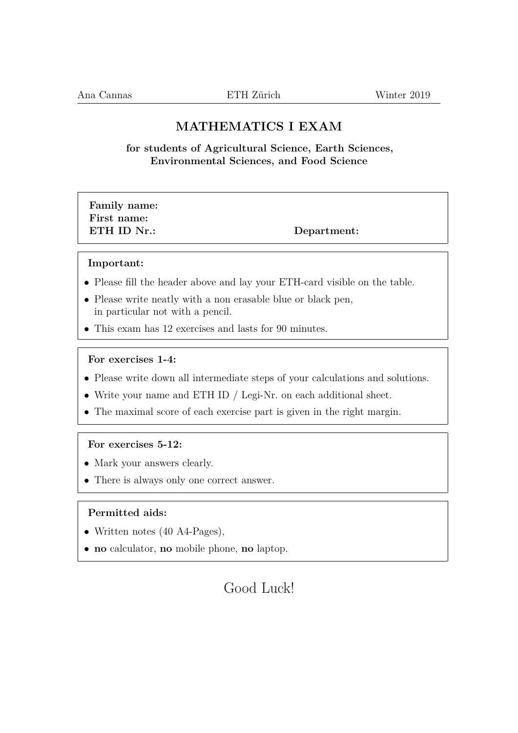Ana Cannas | ETH Zürich | Winter 2019

# MATHEMATICS I EXAM

**for students of Agricultural Science, Earth Sciences, Environmental Sciences, and Food Science**

**Family name:**
**First name:**
**ETH ID Nr.:** **Department:**

**Important:**

- Please fill the header above and lay your ETH-card visible on the table.
- Please write neatly with a non erasable blue or black pen, in particular not with a pencil.
- This exam has 12 exercises and lasts for 90 minutes.

**For exercises 1-4:**

- Please write down all intermediate steps of your calculations and solutions.
- Write your name and ETH ID / Legi-Nr. on each additional sheet.
- The maximal score of each exercise part is given in the right margin.

**For exercises 5-12:**

- Mark your answers clearly.
- There is always only one correct answer.

**Permitted aids:**

- Written notes (40 A4-Pages),
- **no** calculator, **no** mobile phone, **no** laptop.

Good Luck!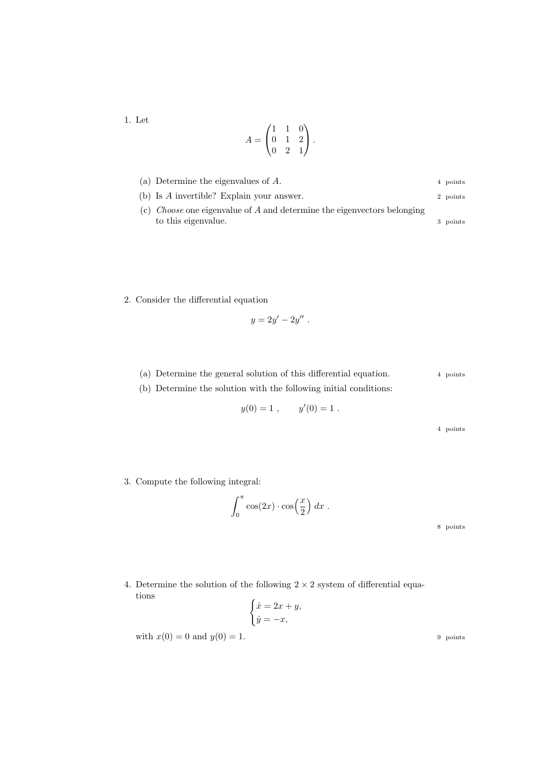1. Let

$$A = \begin{pmatrix} 1 & 1 & 0 \\ 0 & 1 & 2 \\ 0 & 2 & 1 \end{pmatrix}.$$

   (a) Determine the eigenvalues of $A$. 4 points

   (b) Is $A$ invertible? Explain your answer. 2 points

   (c) *Choose* one eigenvalue of $A$ and determine the eigenvectors belonging to this eigenvalue. 3 points

2. Consider the differential equation

$$y = 2y' - 2y'' .$$

   (a) Determine the general solution of this differential equation. 4 points

   (b) Determine the solution with the following initial conditions:

$$y(0) = 1 , \qquad y'(0) = 1 .$$

   4 points

3. Compute the following integral:

$$\int_0^\pi \cos(2x) \cdot \cos\left(\frac{x}{2}\right) \, dx .$$

   8 points

4. Determine the solution of the following $2 \times 2$ system of differential equations

$$\begin{cases} \dot{x} = 2x + y, \\ \dot{y} = -x, \end{cases}$$

   with $x(0) = 0$ and $y(0) = 1$. 9 points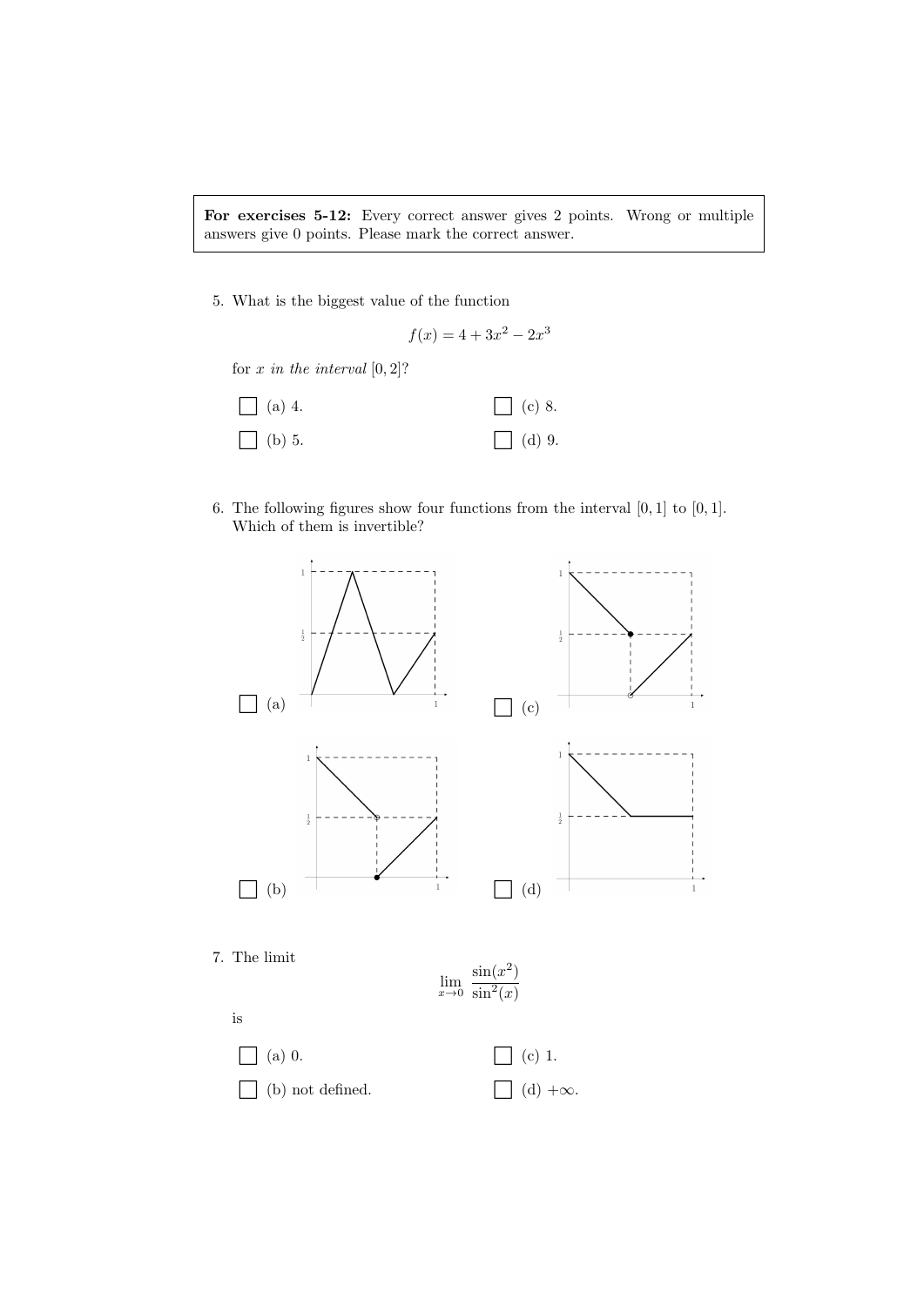**For exercises 5-12:** Every correct answer gives 2 points. Wrong or multiple answers give 0 points. Please mark the correct answer.

5. What is the biggest value of the function

$$f(x) = 4 + 3x^2 - 2x^3$$

for $x$ *in the interval* $[0, 2]$?

- [ ] (a) 4.
- [ ] (b) 5.
- [ ] (c) 8.
- [ ] (d) 9.

6. The following figures show four functions from the interval $[0, 1]$ to $[0, 1]$. Which of them is invertible?

- [ ] (a)
- [ ] (b)
- [ ] (c)
- [ ] (d)

7. The limit

$$\lim_{x \to 0} \frac{\sin(x^2)}{\sin^2(x)}$$

is

- [ ] (a) 0.
- [ ] (b) not defined.
- [ ] (c) 1.
- [ ] (d) $+\infty$.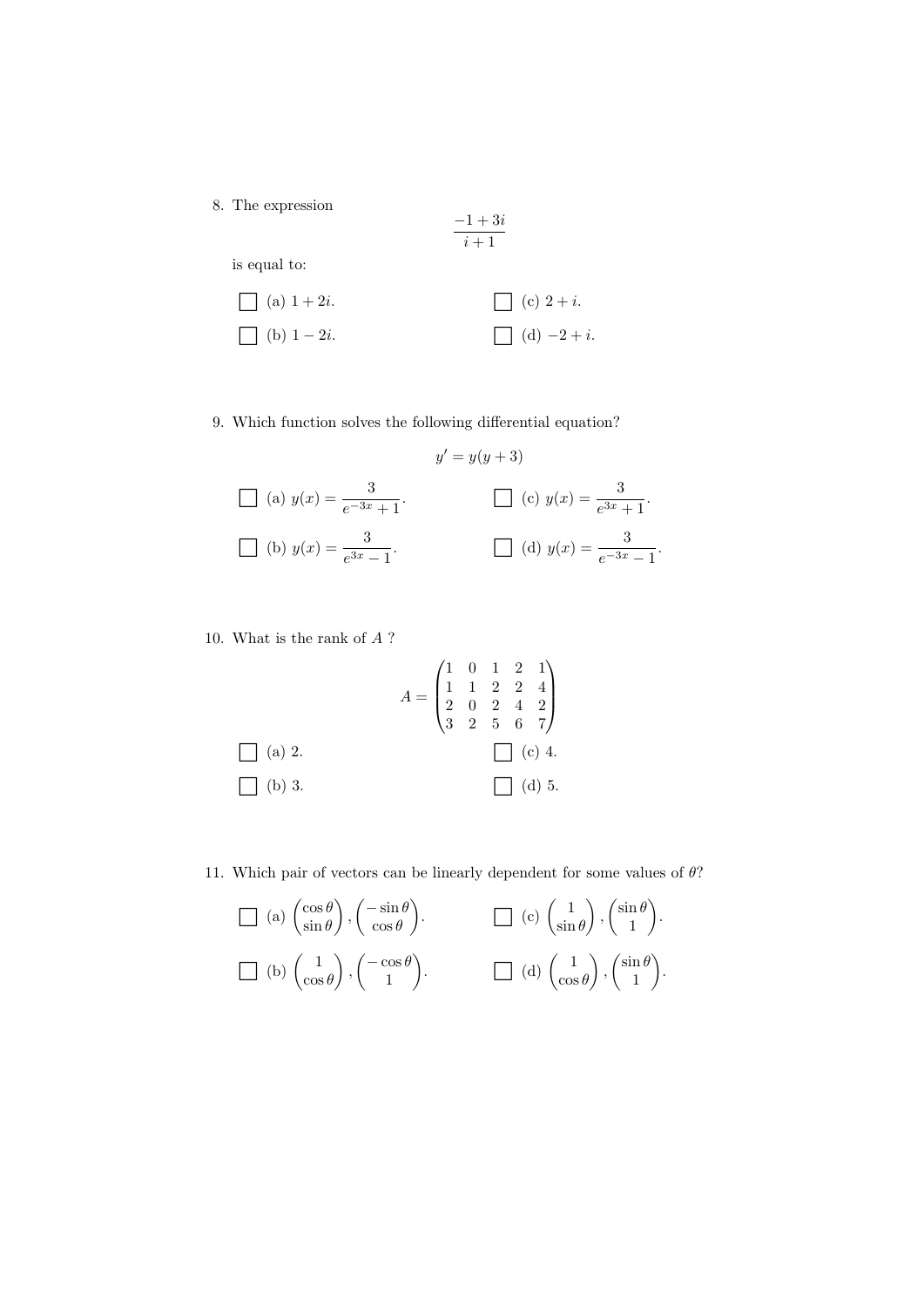8. The expression

$$\frac{-1+3i}{i+1}$$

is equal to:

- ☐ (a) $1+2i$.
- ☐ (b) $1-2i$.
- ☐ (c) $2+i$.
- ☐ (d) $-2+i$.

9. Which function solves the following differential equation?

$$y' = y(y+3)$$

- ☐ (a) $y(x) = \dfrac{3}{e^{-3x}+1}$.
- ☐ (b) $y(x) = \dfrac{3}{e^{3x}-1}$.
- ☐ (c) $y(x) = \dfrac{3}{e^{3x}+1}$.
- ☐ (d) $y(x) = \dfrac{3}{e^{-3x}-1}$.

10. What is the rank of $A$ ?

$$A = \begin{pmatrix} 1 & 0 & 1 & 2 & 1 \\ 1 & 1 & 2 & 2 & 4 \\ 2 & 0 & 2 & 4 & 2 \\ 3 & 2 & 5 & 6 & 7 \end{pmatrix}$$

- ☐ (a) 2.
- ☐ (b) 3.
- ☐ (c) 4.
- ☐ (d) 5.

11. Which pair of vectors can be linearly dependent for some values of $\theta$?

- ☐ (a) $\begin{pmatrix} \cos\theta \\ \sin\theta \end{pmatrix}, \begin{pmatrix} -\sin\theta \\ \cos\theta \end{pmatrix}$.
- ☐ (b) $\begin{pmatrix} 1 \\ \cos\theta \end{pmatrix}, \begin{pmatrix} -\cos\theta \\ 1 \end{pmatrix}$.
- ☐ (c) $\begin{pmatrix} 1 \\ \sin\theta \end{pmatrix}, \begin{pmatrix} \sin\theta \\ 1 \end{pmatrix}$.
- ☐ (d) $\begin{pmatrix} 1 \\ \cos\theta \end{pmatrix}, \begin{pmatrix} \sin\theta \\ 1 \end{pmatrix}$.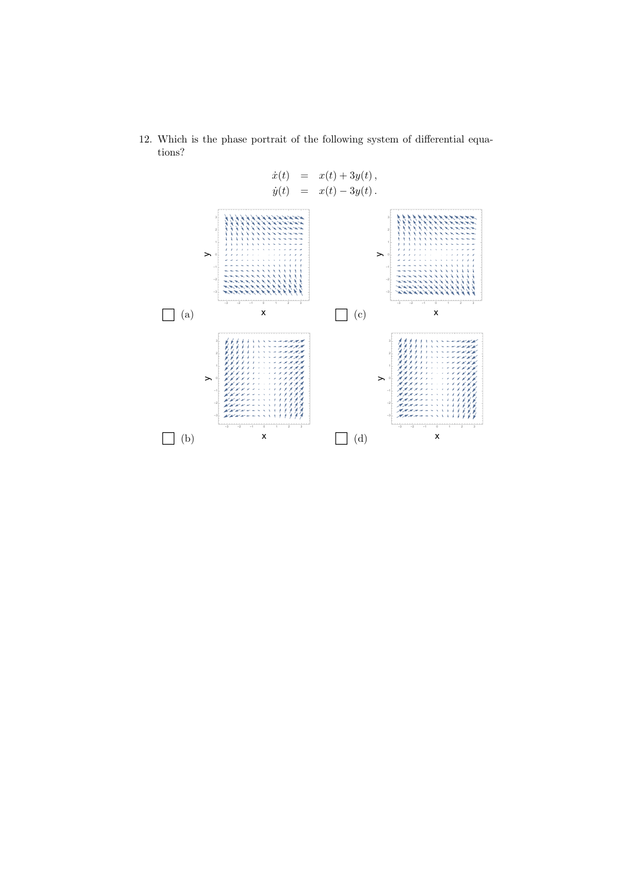12. Which is the phase portrait of the following system of differential equations?

$$
\begin{aligned}
\dot{x}(t) &= x(t) + 3y(t)\,, \\
\dot{y}(t) &= x(t) - 3y(t)\,.
\end{aligned}
$$

☐ (a)

☐ (c)

☐ (b)

☐ (d)